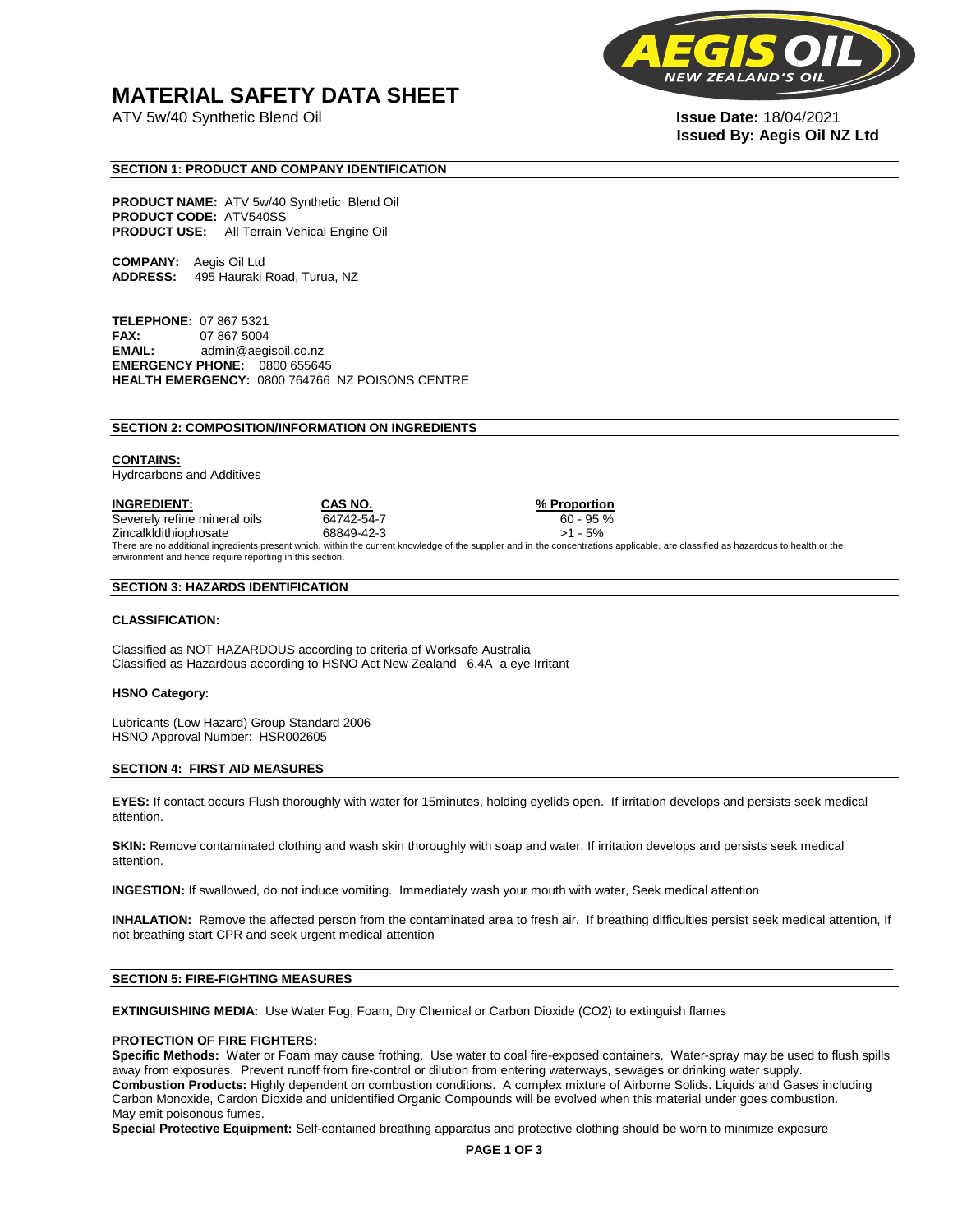# MATERIAL SAFETY DATA SHEET

ATV 5w/40 Synthetic Blend Oil

**Issue Date:** 18/04/2021
**Issued By: Aegis Oil NZ Ltd**

## SECTION 1: PRODUCT AND COMPANY IDENTIFICATION

**PRODUCT NAME:** ATV 5w/40 Synthetic Blend Oil
**PRODUCT CODE:** ATV540SS
**PRODUCT USE:** All Terrain Vehical Engine Oil

**COMPANY:** Aegis Oil Ltd
**ADDRESS:** 495 Hauraki Road, Turua, NZ

**TELEPHONE:** 07 867 5321
**FAX:** 07 867 5004
**EMAIL:** admin@aegisoil.co.nz
**EMERGENCY PHONE:** 0800 655645
**HEALTH EMERGENCY:** 0800 764766 NZ POISONS CENTRE

## SECTION 2: COMPOSITION/INFORMATION ON INGREDIENTS

**CONTAINS:**
Hydrcarbons and Additives

| INGREDIENT: | CAS NO. | % Proportion |
|---|---|---|
| Severely refine mineral oils | 64742-54-7 | 60 - 95 % |
| Zincalkldithiophosate | 68849-42-3 | >1 - 5% |

There are no additional ingredients present which, within the current knowledge of the supplier and in the concentrations applicable, are classified as hazardous to health or the environment and hence require reporting in this section.

## SECTION 3: HAZARDS IDENTIFICATION

**CLASSIFICATION:**

Classified as NOT HAZARDOUS according to criteria of Worksafe Australia
Classified as Hazardous according to HSNO Act New Zealand 6.4A a eye Irritant

**HSNO Category:**

Lubricants (Low Hazard) Group Standard 2006
HSNO Approval Number: HSR002605

## SECTION 4: FIRST AID MEASURES

**EYES:** If contact occurs Flush thoroughly with water for 15minutes, holding eyelids open. If irritation develops and persists seek medical attention.

**SKIN:** Remove contaminated clothing and wash skin thoroughly with soap and water. If irritation develops and persists seek medical attention.

**INGESTION:** If swallowed, do not induce vomiting. Immediately wash your mouth with water, Seek medical attention

**INHALATION:** Remove the affected person from the contaminated area to fresh air. If breathing difficulties persist seek medical attention, If not breathing start CPR and seek urgent medical attention

## SECTION 5: FIRE-FIGHTING MEASURES

**EXTINGUISHING MEDIA:** Use Water Fog, Foam, Dry Chemical or Carbon Dioxide ($CO_2$) to extinguish flames

**PROTECTION OF FIRE FIGHTERS:**
**Specific Methods:** Water or Foam may cause frothing. Use water to coal fire-exposed containers. Water-spray may be used to flush spills away from exposures. Prevent runoff from fire-control or dilution from entering waterways, sewages or drinking water supply.
**Combustion Products:** Highly dependent on combustion conditions. A complex mixture of Airborne Solids. Liquids and Gases including Carbon Monoxide, Cardon Dioxide and unidentified Organic Compounds will be evolved when this material under goes combustion.
May emit poisonous fumes.
**Special Protective Equipment:** Self-contained breathing apparatus and protective clothing should be worn to minimize exposure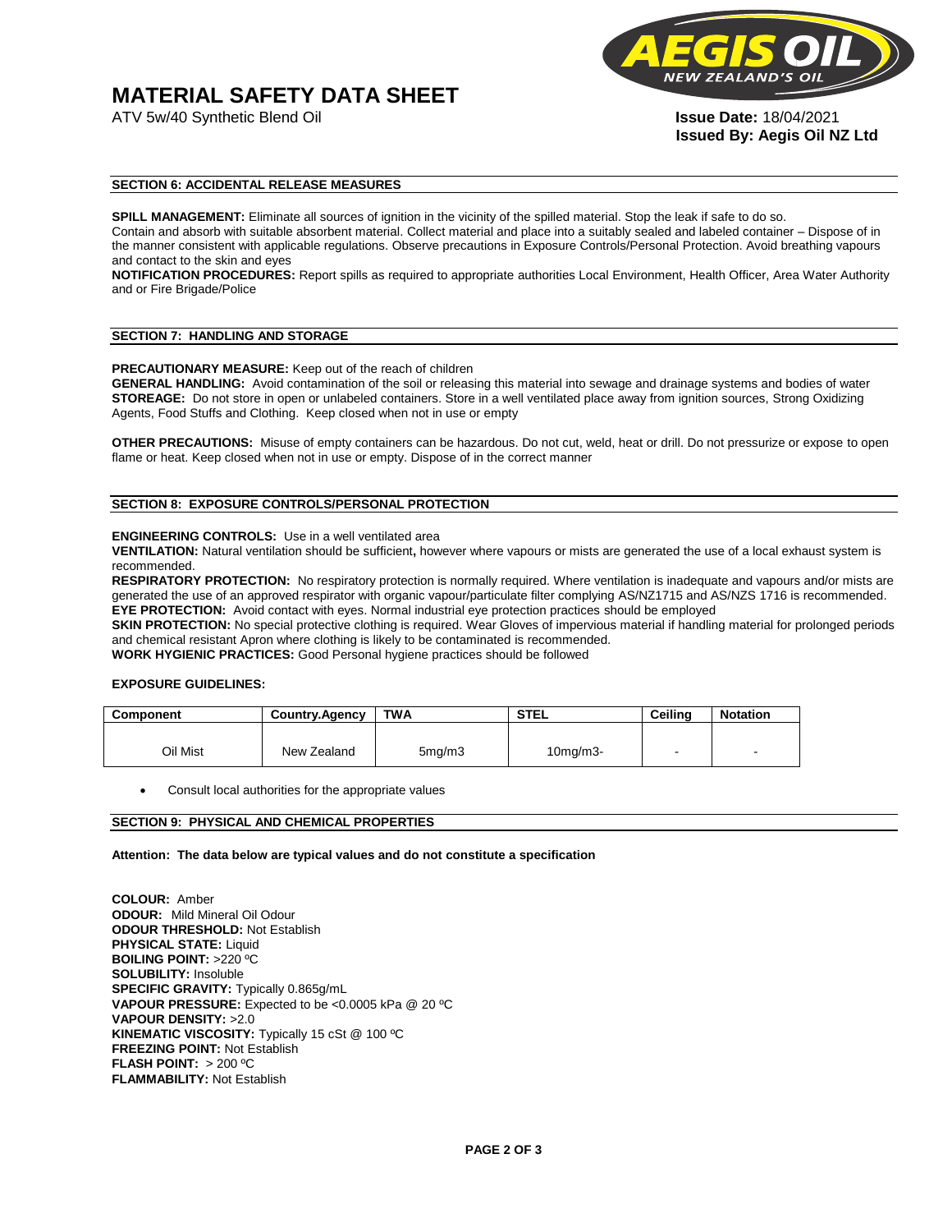# MATERIAL SAFETY DATA SHEET

ATV 5w/40 Synthetic Blend Oil

**Issue Date:** 18/04/2021
**Issued By: Aegis Oil NZ Ltd**

## SECTION 6: ACCIDENTAL RELEASE MEASURES

**SPILL MANAGEMENT:** Eliminate all sources of ignition in the vicinity of the spilled material. Stop the leak if safe to do so. Contain and absorb with suitable absorbent material. Collect material and place into a suitably sealed and labeled container – Dispose of in the manner consistent with applicable regulations. Observe precautions in Exposure Controls/Personal Protection. Avoid breathing vapours and contact to the skin and eyes

**NOTIFICATION PROCEDURES:** Report spills as required to appropriate authorities Local Environment, Health Officer, Area Water Authority and or Fire Brigade/Police

## SECTION 7: HANDLING AND STORAGE

**PRECAUTIONARY MEASURE:** Keep out of the reach of children
**GENERAL HANDLING:** Avoid contamination of the soil or releasing this material into sewage and drainage systems and bodies of water
**STOREAGE:** Do not store in open or unlabeled containers. Store in a well ventilated place away from ignition sources, Strong Oxidizing Agents, Food Stuffs and Clothing. Keep closed when not in use or empty

**OTHER PRECAUTIONS:** Misuse of empty containers can be hazardous. Do not cut, weld, heat or drill. Do not pressurize or expose to open flame or heat. Keep closed when not in use or empty. Dispose of in the correct manner

## SECTION 8: EXPOSURE CONTROLS/PERSONAL PROTECTION

**ENGINEERING CONTROLS:** Use in a well ventilated area
**VENTILATION:** Natural ventilation should be sufficient**,** however where vapours or mists are generated the use of a local exhaust system is recommended.
**RESPIRATORY PROTECTION:** No respiratory protection is normally required. Where ventilation is inadequate and vapours and/or mists are generated the use of an approved respirator with organic vapour/particulate filter complying AS/NZ1715 and AS/NZS 1716 is recommended.
**EYE PROTECTION:** Avoid contact with eyes. Normal industrial eye protection practices should be employed
**SKIN PROTECTION:** No special protective clothing is required. Wear Gloves of impervious material if handling material for prolonged periods and chemical resistant Apron where clothing is likely to be contaminated is recommended.
**WORK HYGIENIC PRACTICES:** Good Personal hygiene practices should be followed

**EXPOSURE GUIDELINES:**

| Component | Country.Agency | TWA | STEL | Ceiling | Notation |
|---|---|---|---|---|---|
| Oil Mist | New Zealand | 5mg/m3 | 10mg/m3- | - | - |

- Consult local authorities for the appropriate values

## SECTION 9: PHYSICAL AND CHEMICAL PROPERTIES

**Attention: The data below are typical values and do not constitute a specification**

**COLOUR:** Amber
**ODOUR:** Mild Mineral Oil Odour
**ODOUR THRESHOLD:** Not Establish
**PHYSICAL STATE:** Liquid
**BOILING POINT:** >220 ºC
**SOLUBILITY:** Insoluble
**SPECIFIC GRAVITY:** Typically 0.865g/mL
**VAPOUR PRESSURE:** Expected to be <0.0005 kPa @ 20 ºC
**VAPOUR DENSITY:** >2.0
**KINEMATIC VISCOSITY:** Typically 15 cSt @ 100 ºC
**FREEZING POINT:** Not Establish
**FLASH POINT:** > 200 ºC
**FLAMMABILITY:** Not Establish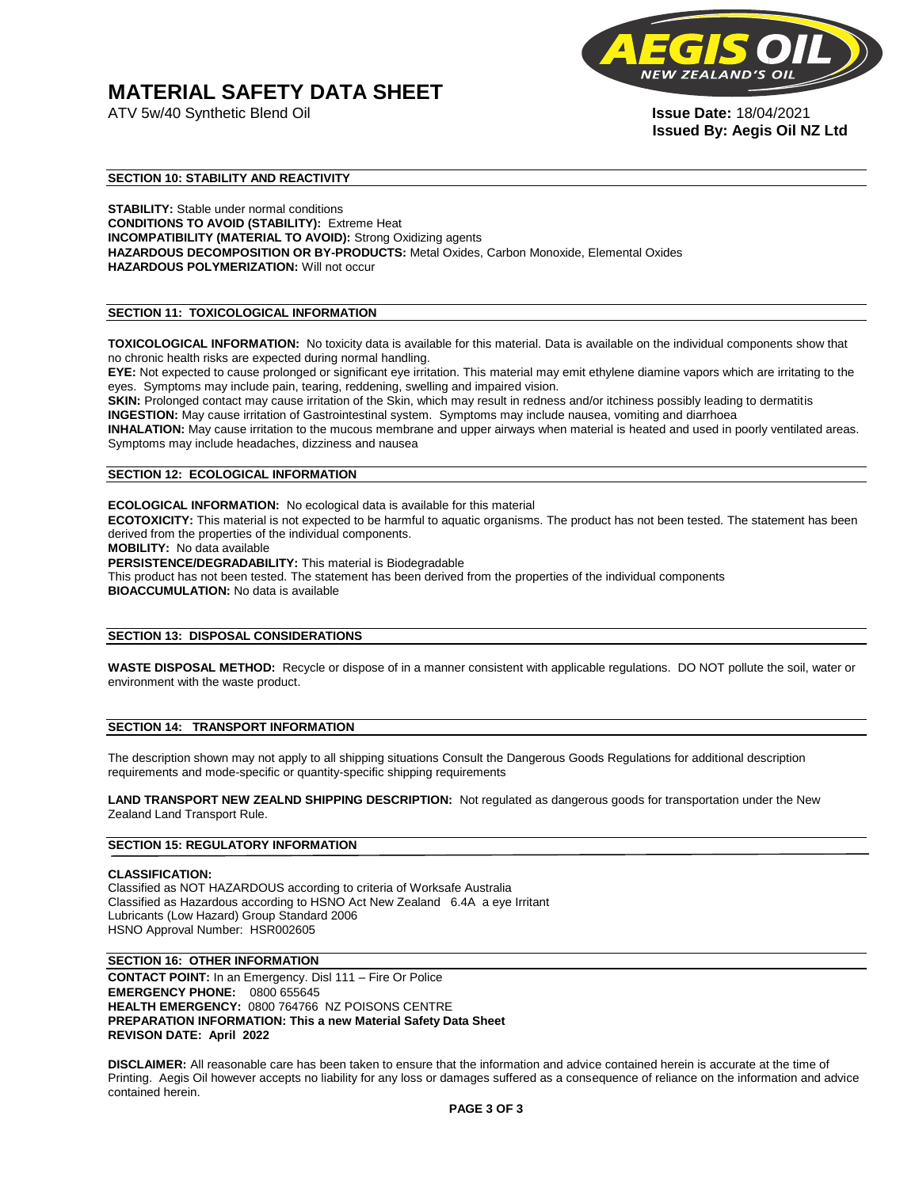# MATERIAL SAFETY DATA SHEET

ATV 5w/40 Synthetic Blend Oil

**Issue Date:** 18/04/2021
**Issued By: Aegis Oil NZ Ltd**

## SECTION 10: STABILITY AND REACTIVITY

**STABILITY:** Stable under normal conditions
**CONDITIONS TO AVOID (STABILITY):** Extreme Heat
**INCOMPATIBILITY (MATERIAL TO AVOID):** Strong Oxidizing agents
**HAZARDOUS DECOMPOSITION OR BY-PRODUCTS:** Metal Oxides, Carbon Monoxide, Elemental Oxides
**HAZARDOUS POLYMERIZATION:** Will not occur

## SECTION 11: TOXICOLOGICAL INFORMATION

**TOXICOLOGICAL INFORMATION:** No toxicity data is available for this material. Data is available on the individual components show that no chronic health risks are expected during normal handling.
**EYE:** Not expected to cause prolonged or significant eye irritation. This material may emit ethylene diamine vapors which are irritating to the eyes. Symptoms may include pain, tearing, reddening, swelling and impaired vision.
**SKIN:** Prolonged contact may cause irritation of the Skin, which may result in redness and/or itchiness possibly leading to dermatitis
**INGESTION:** May cause irritation of Gastrointestinal system. Symptoms may include nausea, vomiting and diarrhoea
**INHALATION:** May cause irritation to the mucous membrane and upper airways when material is heated and used in poorly ventilated areas. Symptoms may include headaches, dizziness and nausea

## SECTION 12: ECOLOGICAL INFORMATION

**ECOLOGICAL INFORMATION:** No ecological data is available for this material
**ECOTOXICITY:** This material is not expected to be harmful to aquatic organisms. The product has not been tested. The statement has been derived from the properties of the individual components.
**MOBILITY:** No data available
**PERSISTENCE/DEGRADABILITY:** This material is Biodegradable
This product has not been tested. The statement has been derived from the properties of the individual components
**BIOACCUMULATION:** No data is available

## SECTION 13: DISPOSAL CONSIDERATIONS

**WASTE DISPOSAL METHOD:** Recycle or dispose of in a manner consistent with applicable regulations. DO NOT pollute the soil, water or environment with the waste product.

## SECTION 14: TRANSPORT INFORMATION

The description shown may not apply to all shipping situations Consult the Dangerous Goods Regulations for additional description requirements and mode-specific or quantity-specific shipping requirements

**LAND TRANSPORT NEW ZEALND SHIPPING DESCRIPTION:** Not regulated as dangerous goods for transportation under the New Zealand Land Transport Rule.

## SECTION 15: REGULATORY INFORMATION

**CLASSIFICATION:**
Classified as NOT HAZARDOUS according to criteria of Worksafe Australia
Classified as Hazardous according to HSNO Act New Zealand 6.4A a eye Irritant
Lubricants (Low Hazard) Group Standard 2006
HSNO Approval Number: HSR002605

## SECTION 16: OTHER INFORMATION

**CONTACT POINT:** In an Emergency. Disl 111 – Fire Or Police
**EMERGENCY PHONE:** 0800 655645
**HEALTH EMERGENCY:** 0800 764766 NZ POISONS CENTRE
**PREPARATION INFORMATION: This a new Material Safety Data Sheet**
**REVISON DATE: April 2022**

**DISCLAIMER:** All reasonable care has been taken to ensure that the information and advice contained herein is accurate at the time of Printing. Aegis Oil however accepts no liability for any loss or damages suffered as a consequence of reliance on the information and advice contained herein.